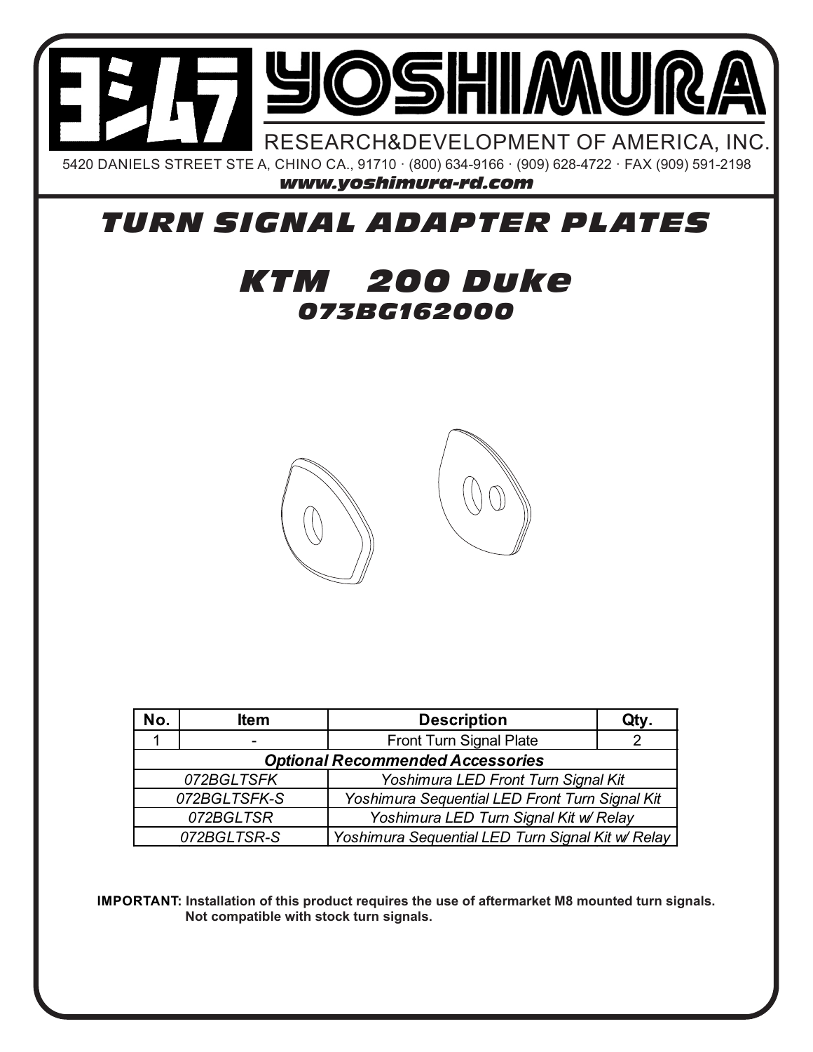# YOSHIMURA

RESEARCH&DEVELOPMENT OF AMERICA, INC.

5420 DANIELS STREET STE A, CHINO CA., 91710 · (800) 634-9166 · (909) 628-4722 · FAX (909) 591-2198

***www.yoshimura-rd.com***

# *TURN SIGNAL ADAPTER PLATES*

## *KTM 200 Duke*

### *073BG162000*

| No. | Item | Description | Qty. |
|---|---|---|---|
| 1 | - | Front Turn Signal Plate | 2 |
| ***Optional Recommended Accessories*** | | | |
| *072BGLTSFK* | | *Yoshimura LED Front Turn Signal Kit* | |
| *072BGLTSFK-S* | | *Yoshimura Sequential LED Front Turn Signal Kit* | |
| *072BGLTSR* | | *Yoshimura LED Turn Signal Kit w/ Relay* | |
| *072BGLTSR-S* | | *Yoshimura Sequential LED Turn Signal Kit w/ Relay* | |

**IMPORTANT: Installation of this product requires the use of aftermarket M8 mounted turn signals. Not compatible with stock turn signals.**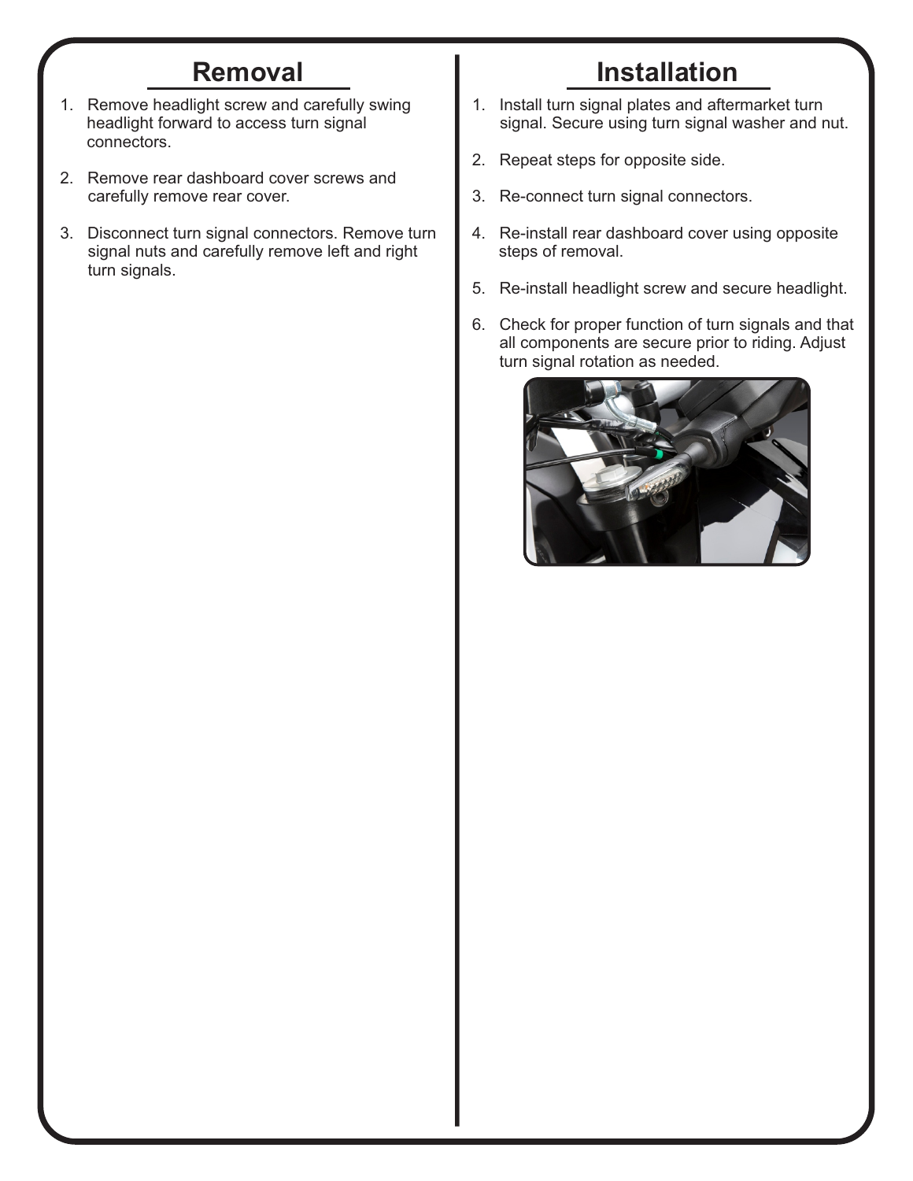## Removal

1. Remove headlight screw and carefully swing headlight forward to access turn signal connectors.

2. Remove rear dashboard cover screws and carefully remove rear cover.

3. Disconnect turn signal connectors. Remove turn signal nuts and carefully remove left and right turn signals.

## Installation

1. Install turn signal plates and aftermarket turn signal. Secure using turn signal washer and nut.

2. Repeat steps for opposite side.

3. Re-connect turn signal connectors.

4. Re-install rear dashboard cover using opposite steps of removal.

5. Re-install headlight screw and secure headlight.

6. Check for proper function of turn signals and that all components are secure prior to riding. Adjust turn signal rotation as needed.